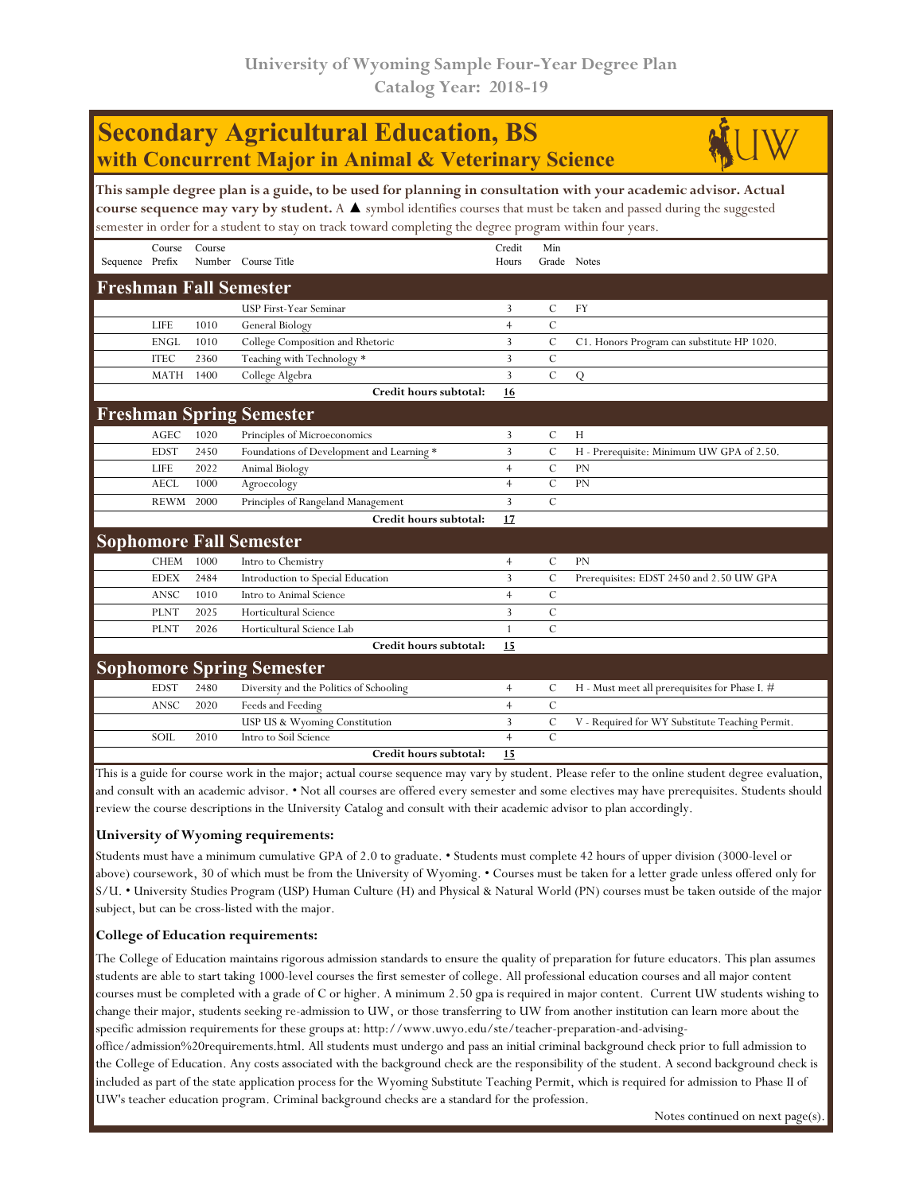University of Wyoming Sample Four-Year Degree Plan
Catalog Year: 2018-19

# Secondary Agricultural Education, BS
## with Concurrent Major in Animal & Veterinary Science

**This sample degree plan is a guide, to be used for planning in consultation with your academic advisor. Actual course sequence may vary by student.** A ▲ symbol identifies courses that must be taken and passed during the suggested semester in order for a student to stay on track toward completing the degree program within four years.

| Sequence | Course Prefix | Course Number | Course Title | Credit Hours | Min Grade | Notes |
|---|---|---|---|---|---|---|
| **Freshman Fall Semester** | | | | | | |
| | | | USP First-Year Seminar | 3 | C | FY |
| | LIFE | 1010 | General Biology | 4 | C | |
| | ENGL | 1010 | College Composition and Rhetoric | 3 | C | C1. Honors Program can substitute HP 1020. |
| | ITEC | 2360 | Teaching with Technology * | 3 | C | |
| | MATH | 1400 | College Algebra | 3 | C | Q |
| | | | **Credit hours subtotal:** | **16** | | |
| **Freshman Spring Semester** | | | | | | |
| | AGEC | 1020 | Principles of Microeconomics | 3 | C | H |
| | EDST | 2450 | Foundations of Development and Learning * | 3 | C | H - Prerequisite: Minimum UW GPA of 2.50. |
| | LIFE | 2022 | Animal Biology | 4 | C | PN |
| | AECL | 1000 | Agroecology | 4 | C | PN |
| | REWM | 2000 | Principles of Rangeland Management | 3 | C | |
| | | | **Credit hours subtotal:** | **17** | | |
| **Sophomore Fall Semester** | | | | | | |
| | CHEM | 1000 | Intro to Chemistry | 4 | C | PN |
| | EDEX | 2484 | Introduction to Special Education | 3 | C | Prerequisites: EDST 2450 and 2.50 UW GPA |
| | ANSC | 1010 | Intro to Animal Science | 4 | C | |
| | PLNT | 2025 | Horticultural Science | 3 | C | |
| | PLNT | 2026 | Horticultural Science Lab | 1 | C | |
| | | | **Credit hours subtotal:** | **15** | | |
| **Sophomore Spring Semester** | | | | | | |
| | EDST | 2480 | Diversity and the Politics of Schooling | 4 | C | H - Must meet all prerequisites for Phase I. # |
| | ANSC | 2020 | Feeds and Feeding | 4 | C | |
| | | | USP US & Wyoming Constitution | 3 | C | V - Required for WY Substitute Teaching Permit. |
| | SOIL | 2010 | Intro to Soil Science | 4 | C | |
| | | | **Credit hours subtotal:** | **15** | | |

This is a guide for course work in the major; actual course sequence may vary by student. Please refer to the online student degree evaluation, and consult with an academic advisor. • Not all courses are offered every semester and some electives may have prerequisites. Students should review the course descriptions in the University Catalog and consult with their academic advisor to plan accordingly.

### University of Wyoming requirements:

Students must have a minimum cumulative GPA of 2.0 to graduate. • Students must complete 42 hours of upper division (3000-level or above) coursework, 30 of which must be from the University of Wyoming. • Courses must be taken for a letter grade unless offered only for S/U. • University Studies Program (USP) Human Culture (H) and Physical & Natural World (PN) courses must be taken outside of the major subject, but can be cross-listed with the major.

### College of Education requirements:

The College of Education maintains rigorous admission standards to ensure the quality of preparation for future educators. This plan assumes students are able to start taking 1000-level courses the first semester of college. All professional education courses and all major content courses must be completed with a grade of C or higher. A minimum 2.50 gpa is required in major content. Current UW students wishing to change their major, students seeking re-admission to UW, or those transferring to UW from another institution can learn more about the specific admission requirements for these groups at: http://www.uwyo.edu/ste/teacher-preparation-and-advising-office/admission%20requirements.html. All students must undergo and pass an initial criminal background check prior to full admission to the College of Education. Any costs associated with the background check are the responsibility of the student. A second background check is included as part of the state application process for the Wyoming Substitute Teaching Permit, which is required for admission to Phase II of UW's teacher education program. Criminal background checks are a standard for the profession.

Notes continued on next page(s).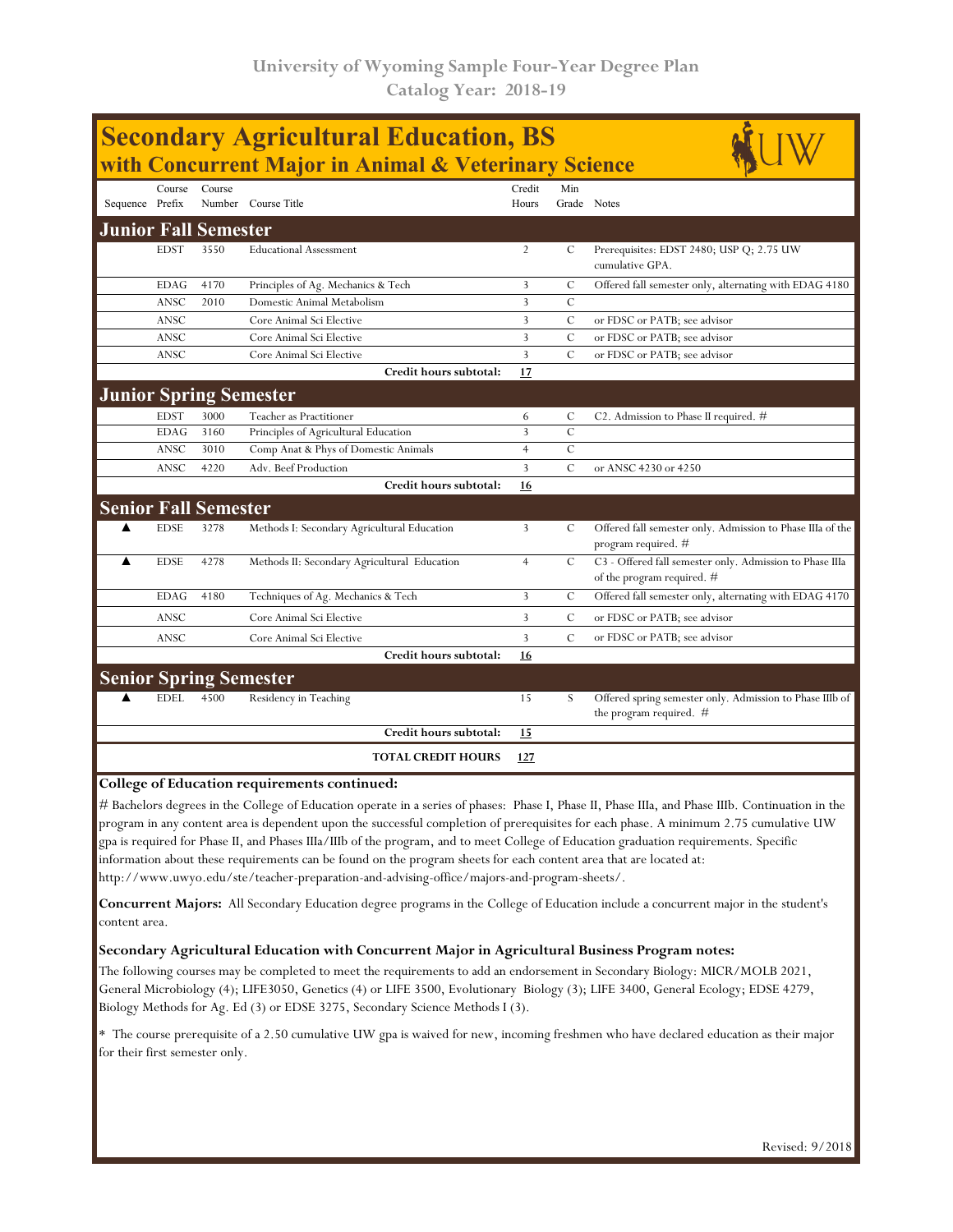# University of Wyoming Sample Four-Year Degree Plan
## Catalog Year: 2018-19

# Secondary Agricultural Education, BS
## with Concurrent Major in Animal & Veterinary Science

| Sequence | Course Prefix | Course Number | Course Title | Credit Hours | Min Grade | Notes |
|---|---|---|---|---|---|---|
| **Junior Fall Semester** | | | | | | |
| | EDST | 3550 | Educational Assessment | 2 | C | Prerequisites: EDST 2480; USP Q; 2.75 UW cumulative GPA. |
| | EDAG | 4170 | Principles of Ag. Mechanics & Tech | 3 | C | Offered fall semester only, alternating with EDAG 4180 |
| | ANSC | 2010 | Domestic Animal Metabolism | 3 | C | |
| | ANSC | | Core Animal Sci Elective | 3 | C | or FDSC or PATB; see advisor |
| | ANSC | | Core Animal Sci Elective | 3 | C | or FDSC or PATB; see advisor |
| | ANSC | | Core Animal Sci Elective | 3 | C | or FDSC or PATB; see advisor |
| | | | **Credit hours subtotal:** | **17** | | |
| **Junior Spring Semester** | | | | | | |
| | EDST | 3000 | Teacher as Practitioner | 6 | C | C2. Admission to Phase II required. # |
| | EDAG | 3160 | Principles of Agricultural Education | 3 | C | |
| | ANSC | 3010 | Comp Anat & Phys of Domestic Animals | 4 | C | |
| | ANSC | 4220 | Adv. Beef Production | 3 | C | or ANSC 4230 or 4250 |
| | | | **Credit hours subtotal:** | **16** | | |
| **Senior Fall Semester** | | | | | | |
| ▲ | EDSE | 3278 | Methods I: Secondary Agricultural Education | 3 | C | Offered fall semester only. Admission to Phase IIIa of the program required. # |
| ▲ | EDSE | 4278 | Methods II: Secondary Agricultural Education | 4 | C | C3 - Offered fall semester only. Admission to Phase IIIa of the program required. # |
| | EDAG | 4180 | Techniques of Ag. Mechanics & Tech | 3 | C | Offered fall semester only, alternating with EDAG 4170 |
| | ANSC | | Core Animal Sci Elective | 3 | C | or FDSC or PATB; see advisor |
| | ANSC | | Core Animal Sci Elective | 3 | C | or FDSC or PATB; see advisor |
| | | | **Credit hours subtotal:** | **16** | | |
| **Senior Spring Semester** | | | | | | |
| ▲ | EDEL | 4500 | Residency in Teaching | 15 | S | Offered spring semester only. Admission to Phase IIIb of the program required. # |
| | | | **Credit hours subtotal:** | **15** | | |
| | | | **TOTAL CREDIT HOURS** | **127** | | |

**College of Education requirements continued:**

# Bachelors degrees in the College of Education operate in a series of phases: Phase I, Phase II, Phase IIIa, and Phase IIIb. Continuation in the program in any content area is dependent upon the successful completion of prerequisites for each phase. A minimum 2.75 cumulative UW gpa is required for Phase II, and Phases IIIa/IIIb of the program, and to meet College of Education graduation requirements. Specific information about these requirements can be found on the program sheets for each content area that are located at: http://www.uwyo.edu/ste/teacher-preparation-and-advising-office/majors-and-program-sheets/.

**Concurrent Majors:** All Secondary Education degree programs in the College of Education include a concurrent major in the student's content area.

**Secondary Agricultural Education with Concurrent Major in Agricultural Business Program notes:**

The following courses may be completed to meet the requirements to add an endorsement in Secondary Biology: MICR/MOLB 2021, General Microbiology (4); LIFE3050, Genetics (4) or LIFE 3500, Evolutionary Biology (3); LIFE 3400, General Ecology; EDSE 4279, Biology Methods for Ag. Ed (3) or EDSE 3275, Secondary Science Methods I (3).

* The course prerequisite of a 2.50 cumulative UW gpa is waived for new, incoming freshmen who have declared education as their major for their first semester only.

Revised: 9/2018